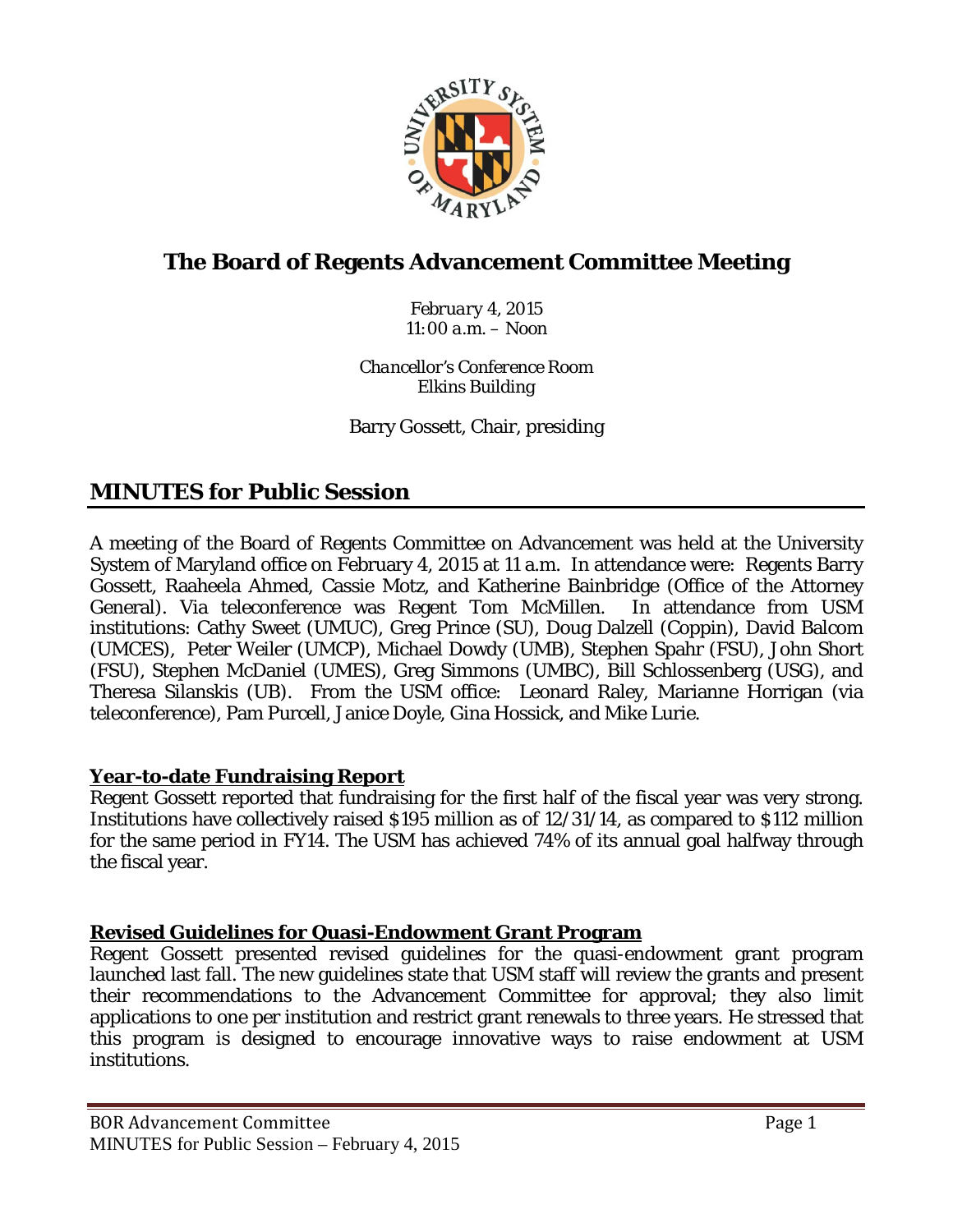# The Board of Regents Advancement Committee Meeting

*February 4, 2015*
*11:00 a.m. – Noon*

*Chancellor's Conference Room*
*Elkins Building*

Barry Gossett, Chair, presiding

## MINUTES for Public Session

A meeting of the Board of Regents Committee on Advancement was held at the University System of Maryland office on February 4, 2015 at 11 a.m. In attendance were: Regents Barry Gossett, Raaheela Ahmed, Cassie Motz, and Katherine Bainbridge (Office of the Attorney General). Via teleconference was Regent Tom McMillen. In attendance from USM institutions: Cathy Sweet (UMUC), Greg Prince (SU), Doug Dalzell (Coppin), David Balcom (UMCES), Peter Weiler (UMCP), Michael Dowdy (UMB), Stephen Spahr (FSU), John Short (FSU), Stephen McDaniel (UMES), Greg Simmons (UMBC), Bill Schlossenberg (USG), and Theresa Silanskis (UB). From the USM office: Leonard Raley, Marianne Horrigan (via teleconference), Pam Purcell, Janice Doyle, Gina Hossick, and Mike Lurie.

**Year-to-date Fundraising Report**

Regent Gossett reported that fundraising for the first half of the fiscal year was very strong. Institutions have collectively raised $195 million as of 12/31/14, as compared to $112 million for the same period in FY14. The USM has achieved 74% of its annual goal halfway through the fiscal year.

**Revised Guidelines for Quasi-Endowment Grant Program**

Regent Gossett presented revised guidelines for the quasi-endowment grant program launched last fall. The new guidelines state that USM staff will review the grants and present their recommendations to the Advancement Committee for approval; they also limit applications to one per institution and restrict grant renewals to three years. He stressed that this program is designed to encourage innovative ways to raise endowment at USM institutions.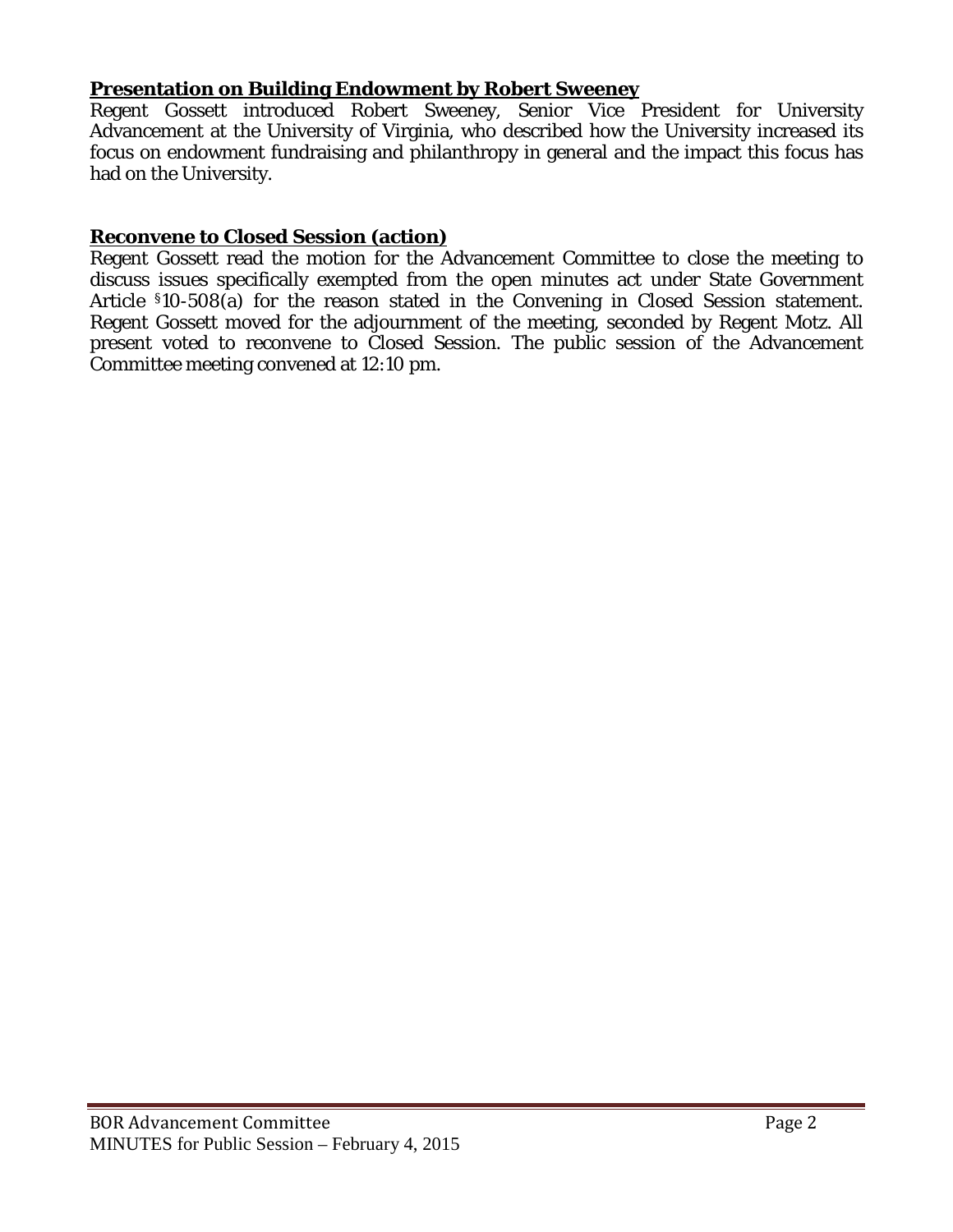**<u>Presentation on Building Endowment by Robert Sweeney</u>**

Regent Gossett introduced Robert Sweeney, Senior Vice President for University Advancement at the University of Virginia, who described how the University increased its focus on endowment fundraising and philanthropy in general and the impact this focus has had on the University.

**<u>Reconvene to Closed Session (action)</u>**

Regent Gossett read the motion for the Advancement Committee to close the meeting to discuss issues specifically exempted from the open minutes act under State Government Article §10-508(a) for the reason stated in the Convening in Closed Session statement. Regent Gossett moved for the adjournment of the meeting, seconded by Regent Motz. All present voted to reconvene to Closed Session. The public session of the Advancement Committee meeting convened at 12:10 pm.